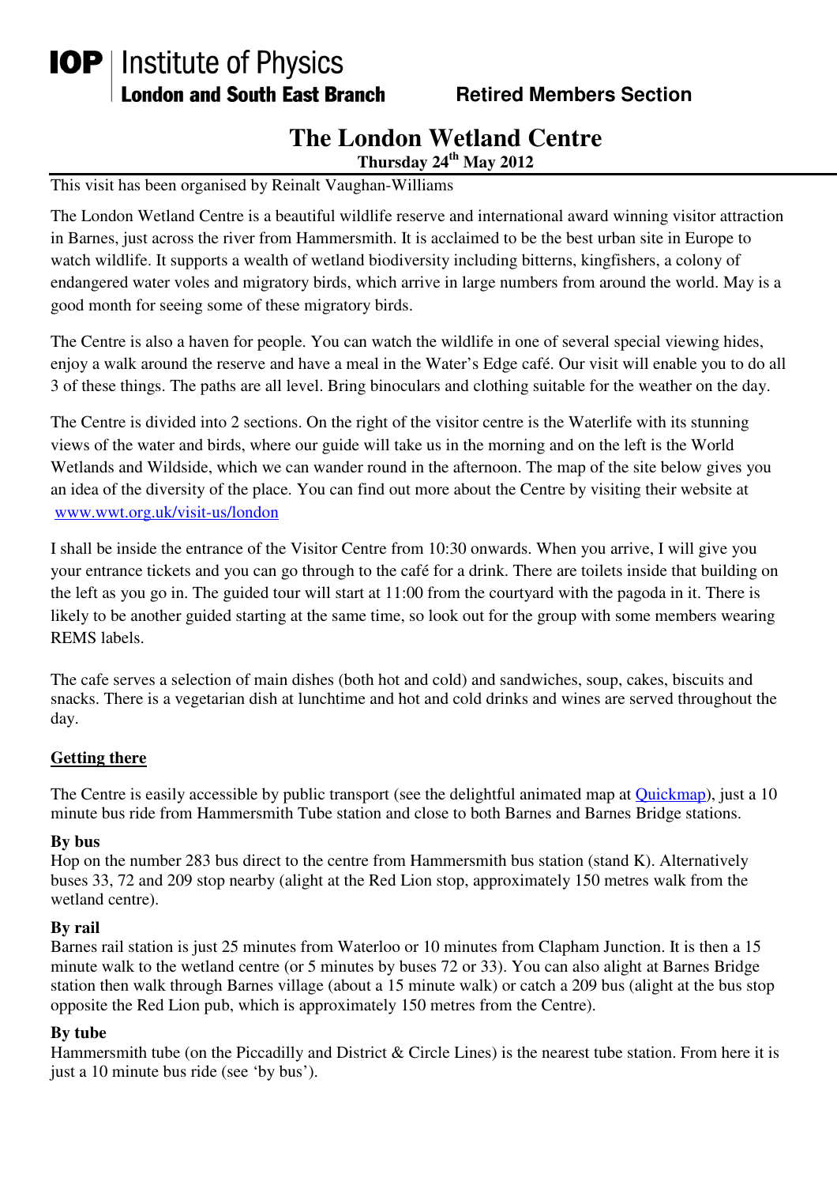**IOP | Institute of Physics**
**London and South East Branch** **Retired Members Section**

# The London Wetland Centre

**Thursday 24th May 2012**

This visit has been organised by Reinalt Vaughan-Williams

The London Wetland Centre is a beautiful wildlife reserve and international award winning visitor attraction in Barnes, just across the river from Hammersmith. It is acclaimed to be the best urban site in Europe to watch wildlife. It supports a wealth of wetland biodiversity including bitterns, kingfishers, a colony of endangered water voles and migratory birds, which arrive in large numbers from around the world. May is a good month for seeing some of these migratory birds.

The Centre is also a haven for people. You can watch the wildlife in one of several special viewing hides, enjoy a walk around the reserve and have a meal in the Water's Edge café. Our visit will enable you to do all 3 of these things. The paths are all level. Bring binoculars and clothing suitable for the weather on the day.

The Centre is divided into 2 sections. On the right of the visitor centre is the Waterlife with its stunning views of the water and birds, where our guide will take us in the morning and on the left is the World Wetlands and Wildside, which we can wander round in the afternoon. The map of the site below gives you an idea of the diversity of the place. You can find out more about the Centre by visiting their website at www.wwt.org.uk/visit-us/london

I shall be inside the entrance of the Visitor Centre from 10:30 onwards. When you arrive, I will give you your entrance tickets and you can go through to the café for a drink. There are toilets inside that building on the left as you go in. The guided tour will start at 11:00 from the courtyard with the pagoda in it. There is likely to be another guided starting at the same time, so look out for the group with some members wearing REMS labels.

The cafe serves a selection of main dishes (both hot and cold) and sandwiches, soup, cakes, biscuits and snacks. There is a vegetarian dish at lunchtime and hot and cold drinks and wines are served throughout the day.

## Getting there

The Centre is easily accessible by public transport (see the delightful animated map at Quickmap), just a 10 minute bus ride from Hammersmith Tube station and close to both Barnes and Barnes Bridge stations.

### By bus

Hop on the number 283 bus direct to the centre from Hammersmith bus station (stand K). Alternatively buses 33, 72 and 209 stop nearby (alight at the Red Lion stop, approximately 150 metres walk from the wetland centre).

### By rail

Barnes rail station is just 25 minutes from Waterloo or 10 minutes from Clapham Junction. It is then a 15 minute walk to the wetland centre (or 5 minutes by buses 72 or 33). You can also alight at Barnes Bridge station then walk through Barnes village (about a 15 minute walk) or catch a 209 bus (alight at the bus stop opposite the Red Lion pub, which is approximately 150 metres from the Centre).

### By tube

Hammersmith tube (on the Piccadilly and District & Circle Lines) is the nearest tube station. From here it is just a 10 minute bus ride (see 'by bus').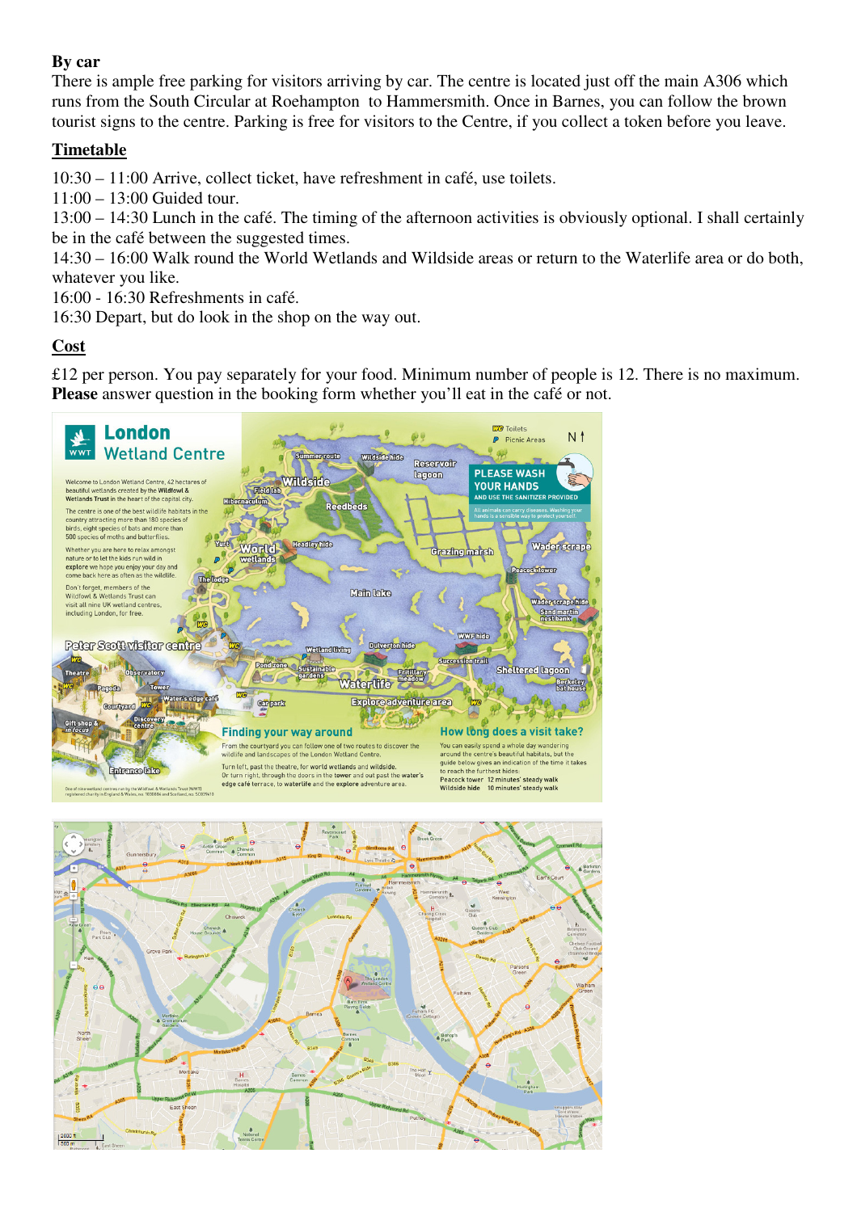**By car**

There is ample free parking for visitors arriving by car. The centre is located just off the main A306 which runs from the South Circular at Roehampton to Hammersmith. Once in Barnes, you can follow the brown tourist signs to the centre. Parking is free for visitors to the Centre, if you collect a token before you leave.

## Timetable

10:30 – 11:00 Arrive, collect ticket, have refreshment in café, use toilets.
11:00 – 13:00 Guided tour.
13:00 – 14:30 Lunch in the café. The timing of the afternoon activities is obviously optional. I shall certainly be in the café between the suggested times.
14:30 – 16:00 Walk round the World Wetlands and Wildside areas or return to the Waterlife area or do both, whatever you like.
16:00 - 16:30 Refreshments in café.
16:30 Depart, but do look in the shop on the way out.

## Cost

£12 per person. You pay separately for your food. Minimum number of people is 12. There is no maximum. **Please** answer question in the booking form whether you'll eat in the café or not.